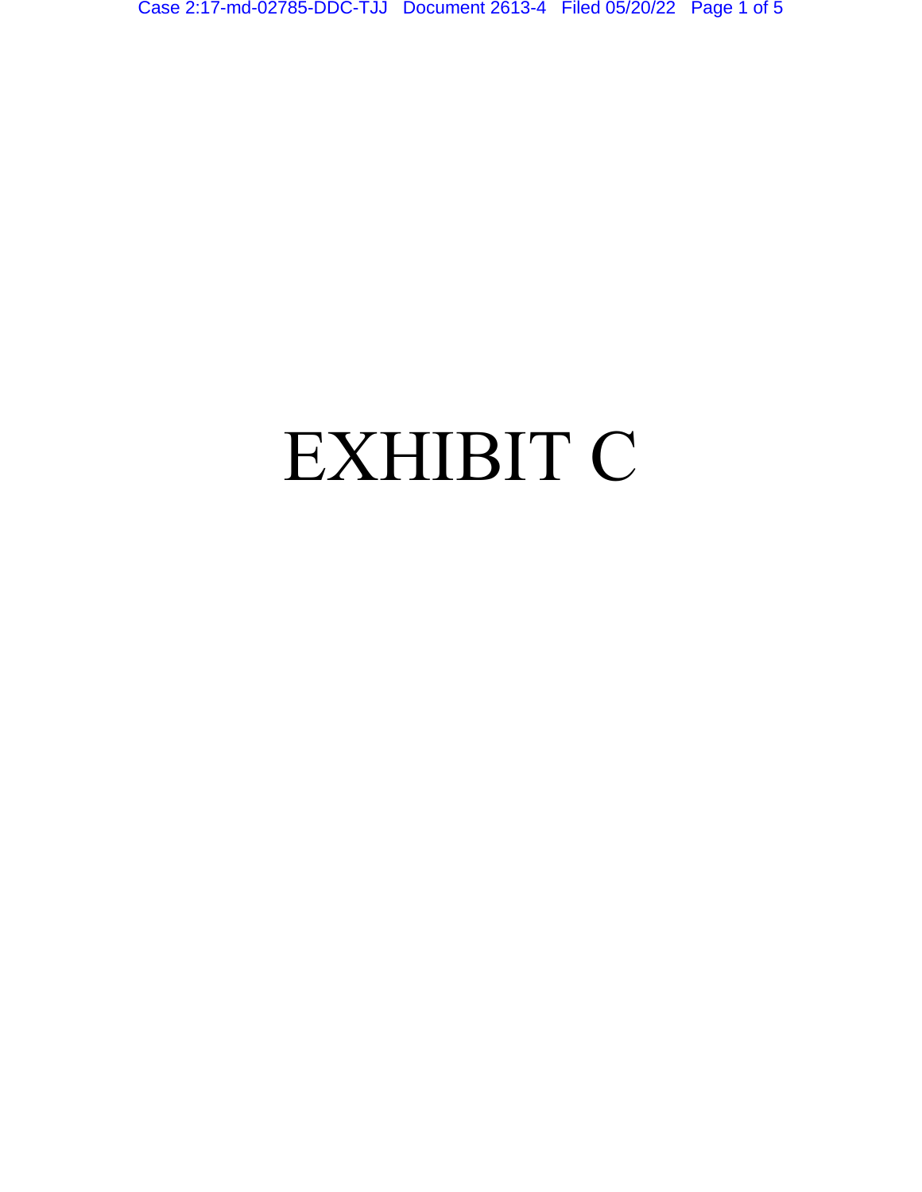# EXHIBIT C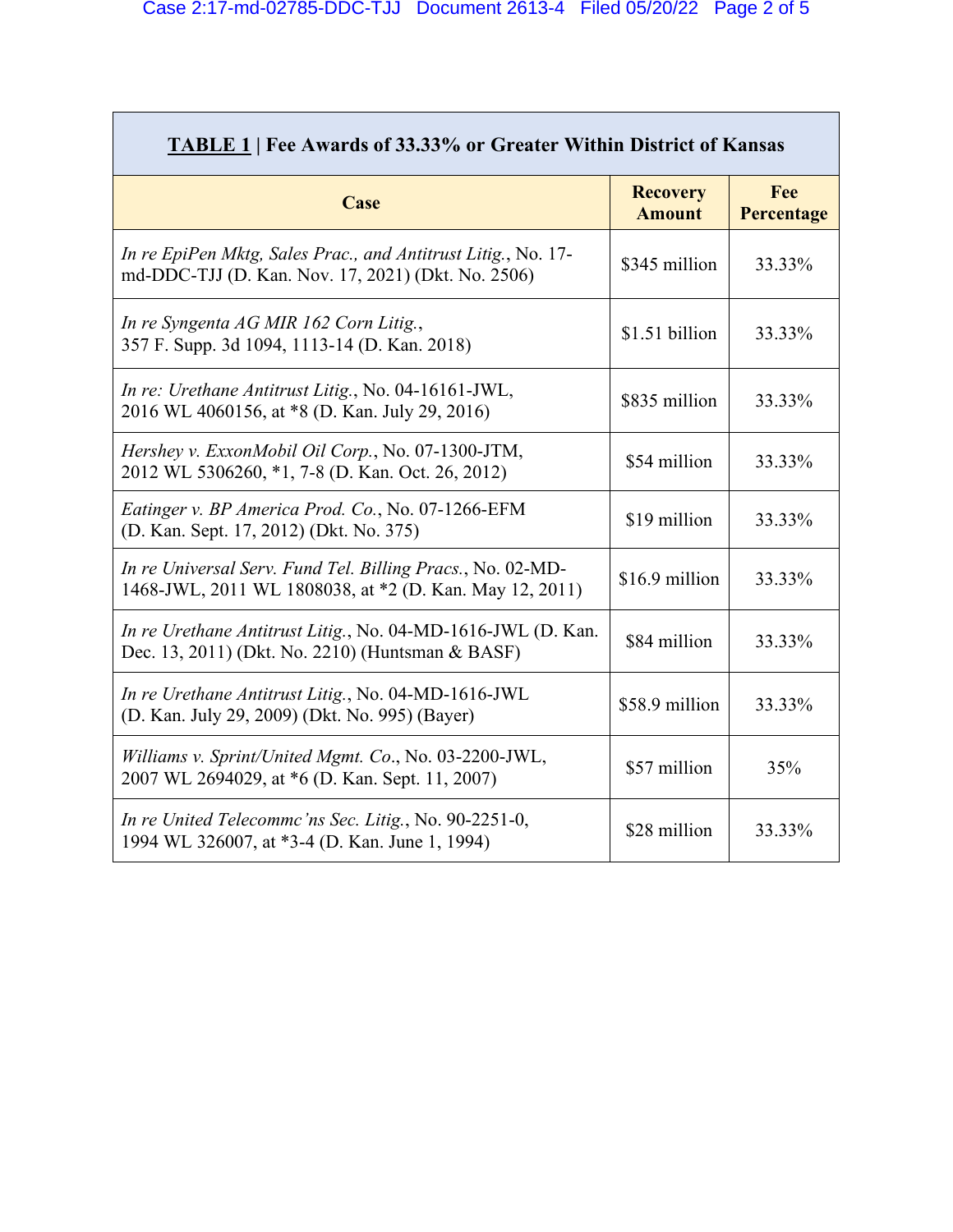| **TABLE 1 \| Fee Awards of 33.33% or Greater Within District of Kansas** | | |
|---|---|---|
| **Case** | **Recovery Amount** | **Fee Percentage** |
| *In re EpiPen Mktg, Sales Prac., and Antitrust Litig.*, No. 17-md-DDC-TJJ (D. Kan. Nov. 17, 2021) (Dkt. No. 2506) | $345 million | 33.33% |
| *In re Syngenta AG MIR 162 Corn Litig.*, 357 F. Supp. 3d 1094, 1113-14 (D. Kan. 2018) | $1.51 billion | 33.33% |
| *In re: Urethane Antitrust Litig.*, No. 04-16161-JWL, 2016 WL 4060156, at *8 (D. Kan. July 29, 2016) | $835 million | 33.33% |
| *Hershey v. ExxonMobil Oil Corp.*, No. 07-1300-JTM, 2012 WL 5306260, *1, 7-8 (D. Kan. Oct. 26, 2012) | $54 million | 33.33% |
| *Eatinger v. BP America Prod. Co.*, No. 07-1266-EFM (D. Kan. Sept. 17, 2012) (Dkt. No. 375) | $19 million | 33.33% |
| *In re Universal Serv. Fund Tel. Billing Pracs.*, No. 02-MD-1468-JWL, 2011 WL 1808038, at *2 (D. Kan. May 12, 2011) | $16.9 million | 33.33% |
| *In re Urethane Antitrust Litig.*, No. 04-MD-1616-JWL (D. Kan. Dec. 13, 2011) (Dkt. No. 2210) (Huntsman & BASF) | $84 million | 33.33% |
| *In re Urethane Antitrust Litig.*, No. 04-MD-1616-JWL (D. Kan. July 29, 2009) (Dkt. No. 995) (Bayer) | $58.9 million | 33.33% |
| *Williams v. Sprint/United Mgmt. Co.*, No. 03-2200-JWL, 2007 WL 2694029, at *6 (D. Kan. Sept. 11, 2007) | $57 million | 35% |
| *In re United Telecommc'ns Sec. Litig.*, No. 90-2251-0, 1994 WL 326007, at *3-4 (D. Kan. June 1, 1994) | $28 million | 33.33% |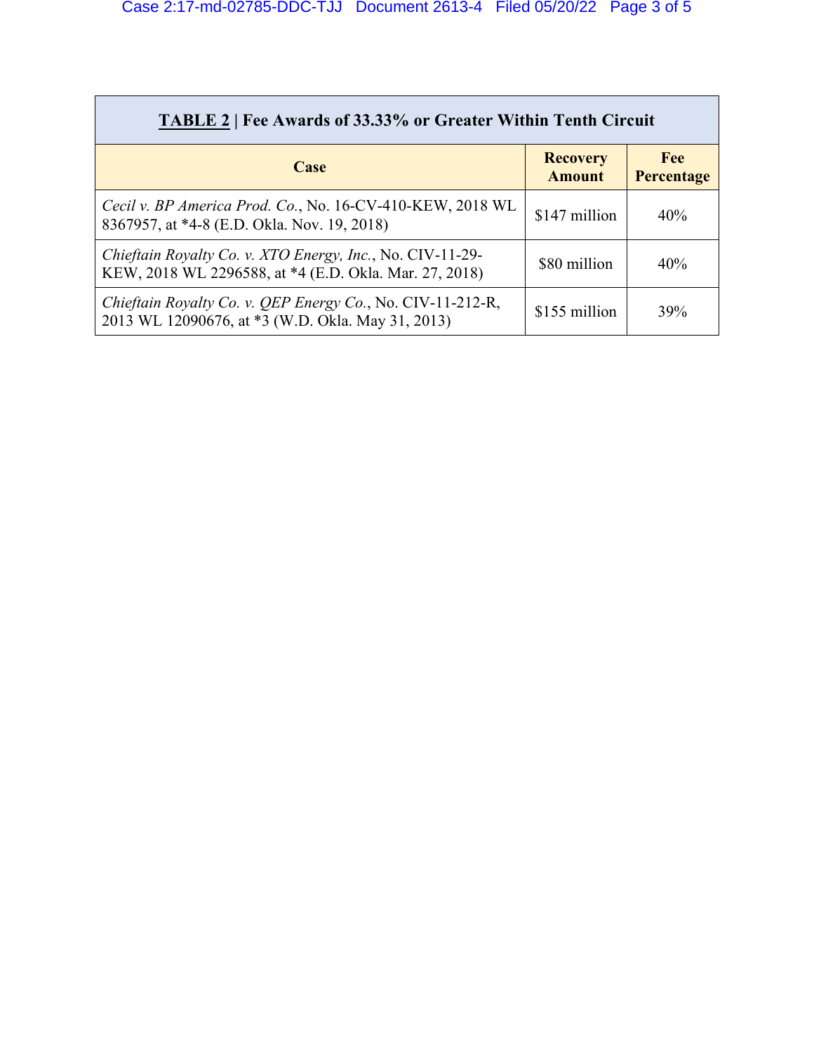| **<u>TABLE 2</u> \| Fee Awards of 33.33% or Greater Within Tenth Circuit** | | |
|---|---|---|
| **Case** | **Recovery Amount** | **Fee Percentage** |
| *Cecil v. BP America Prod. Co.*, No. 16-CV-410-KEW, 2018 WL 8367957, at *4-8 (E.D. Okla. Nov. 19, 2018) | $147 million | 40% |
| *Chieftain Royalty Co. v. XTO Energy, Inc.*, No. CIV-11-29-KEW, 2018 WL 2296588, at *4 (E.D. Okla. Mar. 27, 2018) | $80 million | 40% |
| *Chieftain Royalty Co. v. QEP Energy Co.*, No. CIV-11-212-R, 2013 WL 12090676, at *3 (W.D. Okla. May 31, 2013) | $155 million | 39% |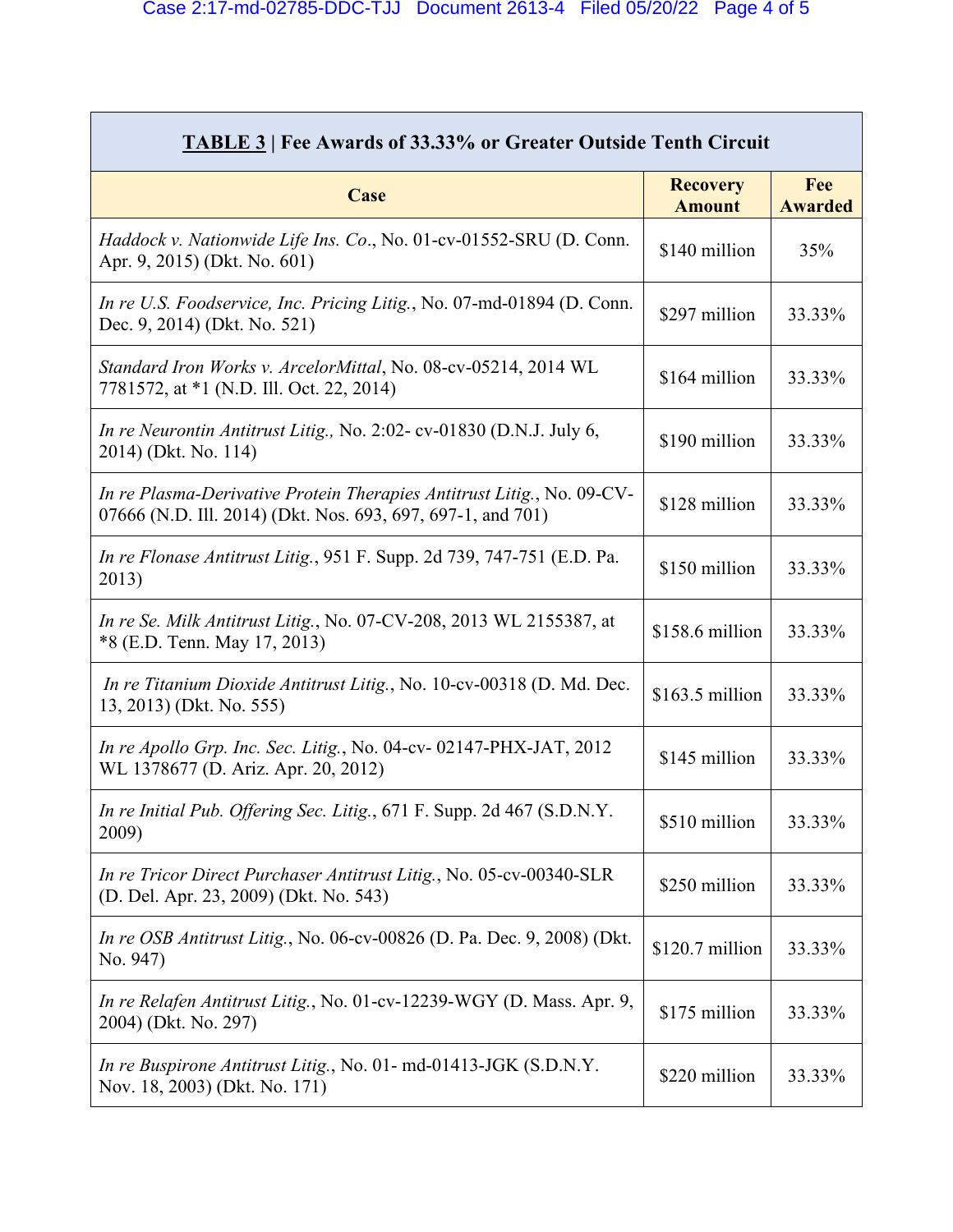| **TABLE 3** \| **Fee Awards of 33.33% or Greater Outside Tenth Circuit** | | |
|---|---|---|
| **Case** | **Recovery Amount** | **Fee Awarded** |
| *Haddock v. Nationwide Life Ins. Co.*, No. 01-cv-01552-SRU (D. Conn. Apr. 9, 2015) (Dkt. No. 601) | $140 million | 35% |
| *In re U.S. Foodservice, Inc. Pricing Litig.*, No. 07-md-01894 (D. Conn. Dec. 9, 2014) (Dkt. No. 521) | $297 million | 33.33% |
| *Standard Iron Works v. ArcelorMittal*, No. 08-cv-05214, 2014 WL 7781572, at *1 (N.D. Ill. Oct. 22, 2014) | $164 million | 33.33% |
| *In re Neurontin Antitrust Litig.,* No. 2:02- cv-01830 (D.N.J. July 6, 2014) (Dkt. No. 114) | $190 million | 33.33% |
| *In re Plasma-Derivative Protein Therapies Antitrust Litig.*, No. 09-CV-07666 (N.D. Ill. 2014) (Dkt. Nos. 693, 697, 697-1, and 701) | $128 million | 33.33% |
| *In re Flonase Antitrust Litig.*, 951 F. Supp. 2d 739, 747-751 (E.D. Pa. 2013) | $150 million | 33.33% |
| *In re Se. Milk Antitrust Litig.*, No. 07-CV-208, 2013 WL 2155387, at *8 (E.D. Tenn. May 17, 2013) | $158.6 million | 33.33% |
| *In re Titanium Dioxide Antitrust Litig.*, No. 10-cv-00318 (D. Md. Dec. 13, 2013) (Dkt. No. 555) | $163.5 million | 33.33% |
| *In re Apollo Grp. Inc. Sec. Litig.*, No. 04-cv- 02147-PHX-JAT, 2012 WL 1378677 (D. Ariz. Apr. 20, 2012) | $145 million | 33.33% |
| *In re Initial Pub. Offering Sec. Litig.*, 671 F. Supp. 2d 467 (S.D.N.Y. 2009) | $510 million | 33.33% |
| *In re Tricor Direct Purchaser Antitrust Litig.*, No. 05-cv-00340-SLR (D. Del. Apr. 23, 2009) (Dkt. No. 543) | $250 million | 33.33% |
| *In re OSB Antitrust Litig.*, No. 06-cv-00826 (D. Pa. Dec. 9, 2008) (Dkt. No. 947) | $120.7 million | 33.33% |
| *In re Relafen Antitrust Litig.*, No. 01-cv-12239-WGY (D. Mass. Apr. 9, 2004) (Dkt. No. 297) | $175 million | 33.33% |
| *In re Buspirone Antitrust Litig.*, No. 01- md-01413-JGK (S.D.N.Y. Nov. 18, 2003) (Dkt. No. 171) | $220 million | 33.33% |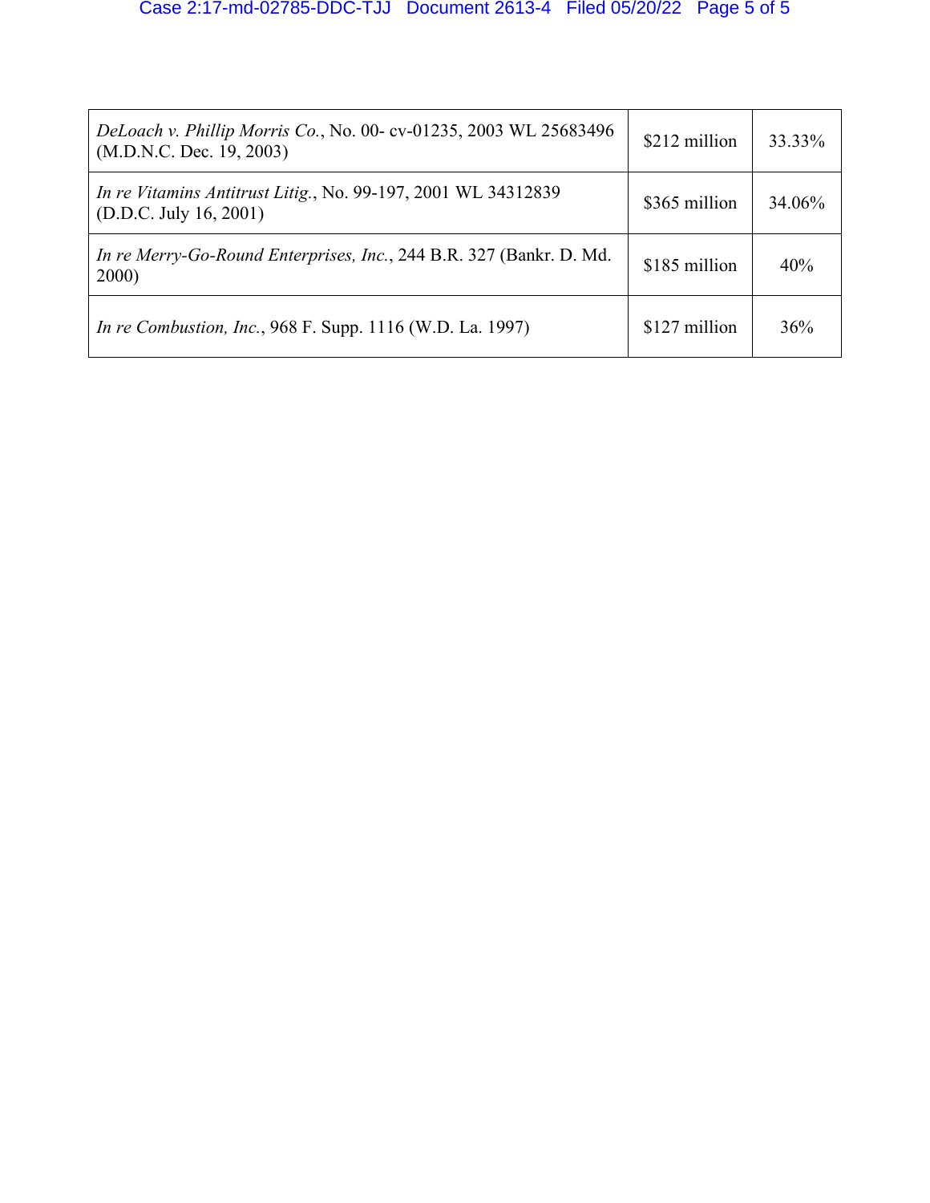| | | |
|---|---|---|
| *DeLoach v. Phillip Morris Co.*, No. 00- cv-01235, 2003 WL 25683496 (M.D.N.C. Dec. 19, 2003) | $212 million | 33.33% |
| *In re Vitamins Antitrust Litig.*, No. 99-197, 2001 WL 34312839 (D.D.C. July 16, 2001) | $365 million | 34.06% |
| *In re Merry-Go-Round Enterprises, Inc.*, 244 B.R. 327 (Bankr. D. Md. 2000) | $185 million | 40% |
| *In re Combustion, Inc.*, 968 F. Supp. 1116 (W.D. La. 1997) | $127 million | 36% |